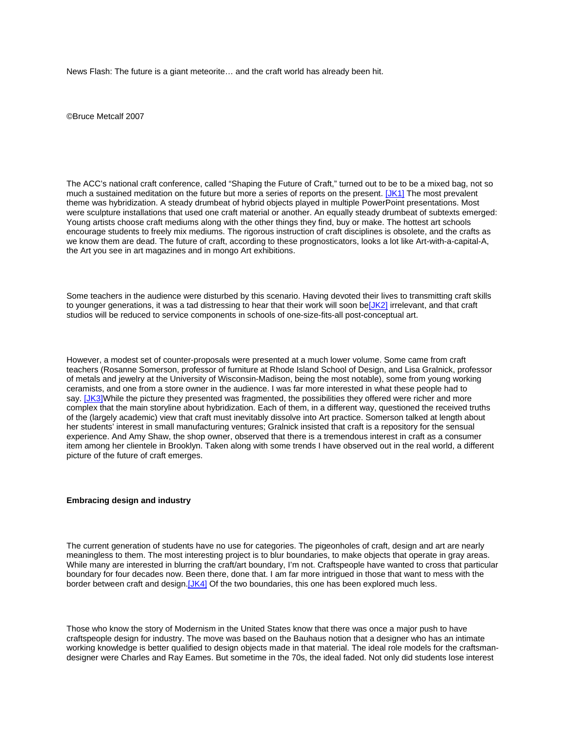News Flash: The future is a giant meteorite… and the craft world has already been hit.

©Bruce Metcalf 2007

The ACC's national craft conference, called "Shaping the Future of Craft," turned out to be to be a mixed bag, not so much a sustained meditation on the future but more a series of reports on the present. [JK1] The most prevalent theme was hybridization. A steady drumbeat of hybrid objects played in multiple PowerPoint presentations. Most were sculpture installations that used one craft material or another. An equally steady drumbeat of subtexts emerged: Young artists choose craft mediums along with the other things they find, buy or make. The hottest art schools encourage students to freely mix mediums. The rigorous instruction of craft disciplines is obsolete, and the crafts as we know them are dead. The future of craft, according to these prognosticators, looks a lot like Art-with-a-capital-A, the Art you see in art magazines and in mongo Art exhibitions.

Some teachers in the audience were disturbed by this scenario. Having devoted their lives to transmitting craft skills to younger generations, it was a tad distressing to hear that their work will soon be[JK2] irrelevant, and that craft studios will be reduced to service components in schools of one-size-fits-all post-conceptual art.

However, a modest set of counter-proposals were presented at a much lower volume. Some came from craft teachers (Rosanne Somerson, professor of furniture at Rhode Island School of Design, and Lisa Gralnick, professor of metals and jewelry at the University of Wisconsin-Madison, being the most notable), some from young working ceramists, and one from a store owner in the audience. I was far more interested in what these people had to say. [JK3]While the picture they presented was fragmented, the possibilities they offered were richer and more complex that the main storyline about hybridization. Each of them, in a different way, questioned the received truths of the (largely academic) view that craft must inevitably dissolve into Art practice. Somerson talked at length about her students' interest in small manufacturing ventures; Gralnick insisted that craft is a repository for the sensual experience. And Amy Shaw, the shop owner, observed that there is a tremendous interest in craft as a consumer item among her clientele in Brooklyn. Taken along with some trends I have observed out in the real world, a different picture of the future of craft emerges.

**Embracing design and industry**

The current generation of students have no use for categories. The pigeonholes of craft, design and art are nearly meaningless to them. The most interesting project is to blur boundaries, to make objects that operate in gray areas. While many are interested in blurring the craft/art boundary, I'm not. Craftspeople have wanted to cross that particular boundary for four decades now. Been there, done that. I am far more intrigued in those that want to mess with the border between craft and design.[JK4] Of the two boundaries, this one has been explored much less.

Those who know the story of Modernism in the United States know that there was once a major push to have craftspeople design for industry. The move was based on the Bauhaus notion that a designer who has an intimate working knowledge is better qualified to design objects made in that material. The ideal role models for the craftsman-designer were Charles and Ray Eames. But sometime in the 70s, the ideal faded. Not only did students lose interest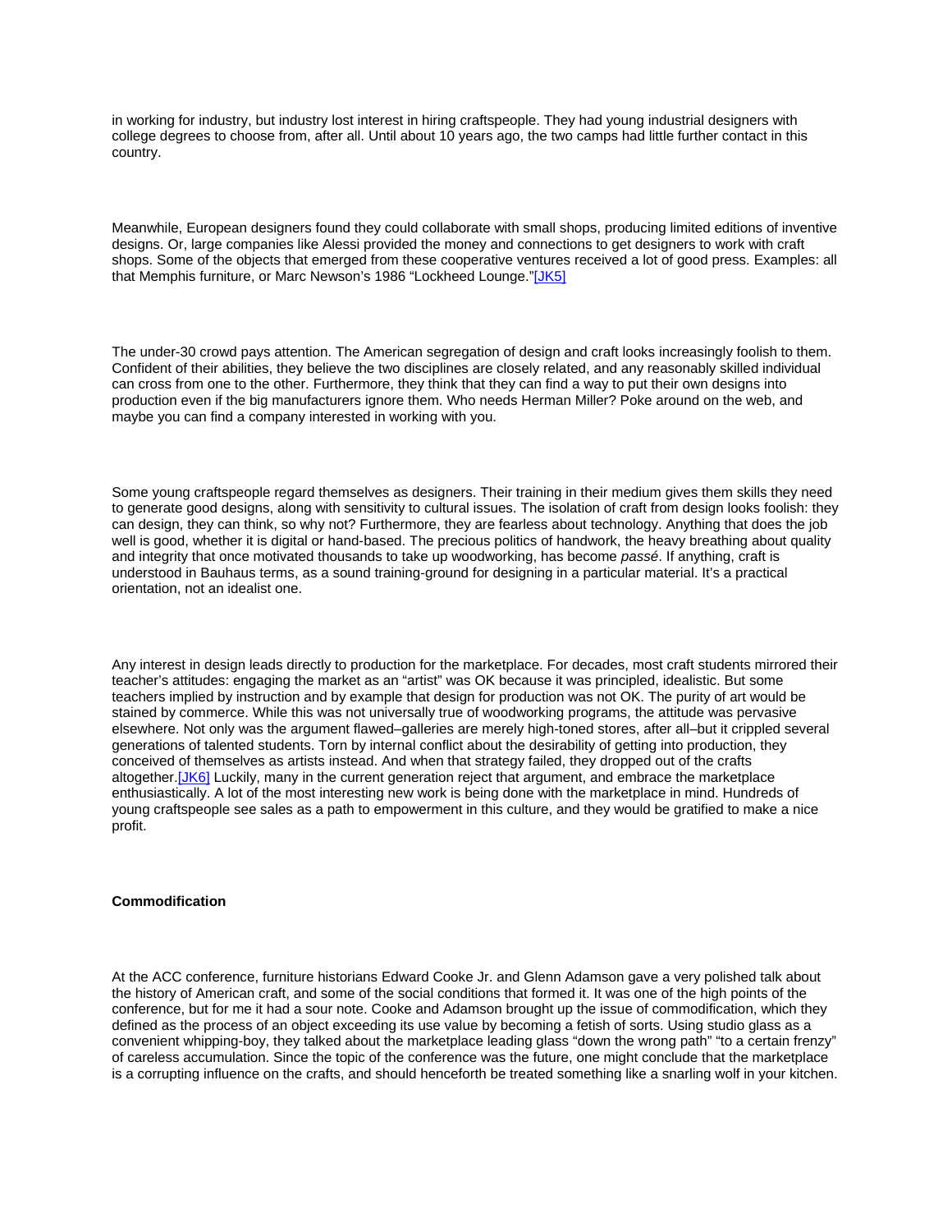in working for industry, but industry lost interest in hiring craftspeople. They had young industrial designers with college degrees to choose from, after all. Until about 10 years ago, the two camps had little further contact in this country.

Meanwhile, European designers found they could collaborate with small shops, producing limited editions of inventive designs. Or, large companies like Alessi provided the money and connections to get designers to work with craft shops. Some of the objects that emerged from these cooperative ventures received a lot of good press. Examples: all that Memphis furniture, or Marc Newson's 1986 "Lockheed Lounge."[JK5]

The under-30 crowd pays attention. The American segregation of design and craft looks increasingly foolish to them. Confident of their abilities, they believe the two disciplines are closely related, and any reasonably skilled individual can cross from one to the other. Furthermore, they think that they can find a way to put their own designs into production even if the big manufacturers ignore them. Who needs Herman Miller? Poke around on the web, and maybe you can find a company interested in working with you.

Some young craftspeople regard themselves as designers. Their training in their medium gives them skills they need to generate good designs, along with sensitivity to cultural issues. The isolation of craft from design looks foolish: they can design, they can think, so why not? Furthermore, they are fearless about technology. Anything that does the job well is good, whether it is digital or hand-based. The precious politics of handwork, the heavy breathing about quality and integrity that once motivated thousands to take up woodworking, has become *passé*. If anything, craft is understood in Bauhaus terms, as a sound training-ground for designing in a particular material. It's a practical orientation, not an idealist one.

Any interest in design leads directly to production for the marketplace. For decades, most craft students mirrored their teacher's attitudes: engaging the market as an "artist" was OK because it was principled, idealistic. But some teachers implied by instruction and by example that design for production was not OK. The purity of art would be stained by commerce. While this was not universally true of woodworking programs, the attitude was pervasive elsewhere. Not only was the argument flawed–galleries are merely high-toned stores, after all–but it crippled several generations of talented students. Torn by internal conflict about the desirability of getting into production, they conceived of themselves as artists instead. And when that strategy failed, they dropped out of the crafts altogether.[JK6] Luckily, many in the current generation reject that argument, and embrace the marketplace enthusiastically. A lot of the most interesting new work is being done with the marketplace in mind. Hundreds of young craftspeople see sales as a path to empowerment in this culture, and they would be gratified to make a nice profit.

**Commodification**

At the ACC conference, furniture historians Edward Cooke Jr. and Glenn Adamson gave a very polished talk about the history of American craft, and some of the social conditions that formed it. It was one of the high points of the conference, but for me it had a sour note. Cooke and Adamson brought up the issue of commodification, which they defined as the process of an object exceeding its use value by becoming a fetish of sorts. Using studio glass as a convenient whipping-boy, they talked about the marketplace leading glass "down the wrong path" "to a certain frenzy" of careless accumulation. Since the topic of the conference was the future, one might conclude that the marketplace is a corrupting influence on the crafts, and should henceforth be treated something like a snarling wolf in your kitchen.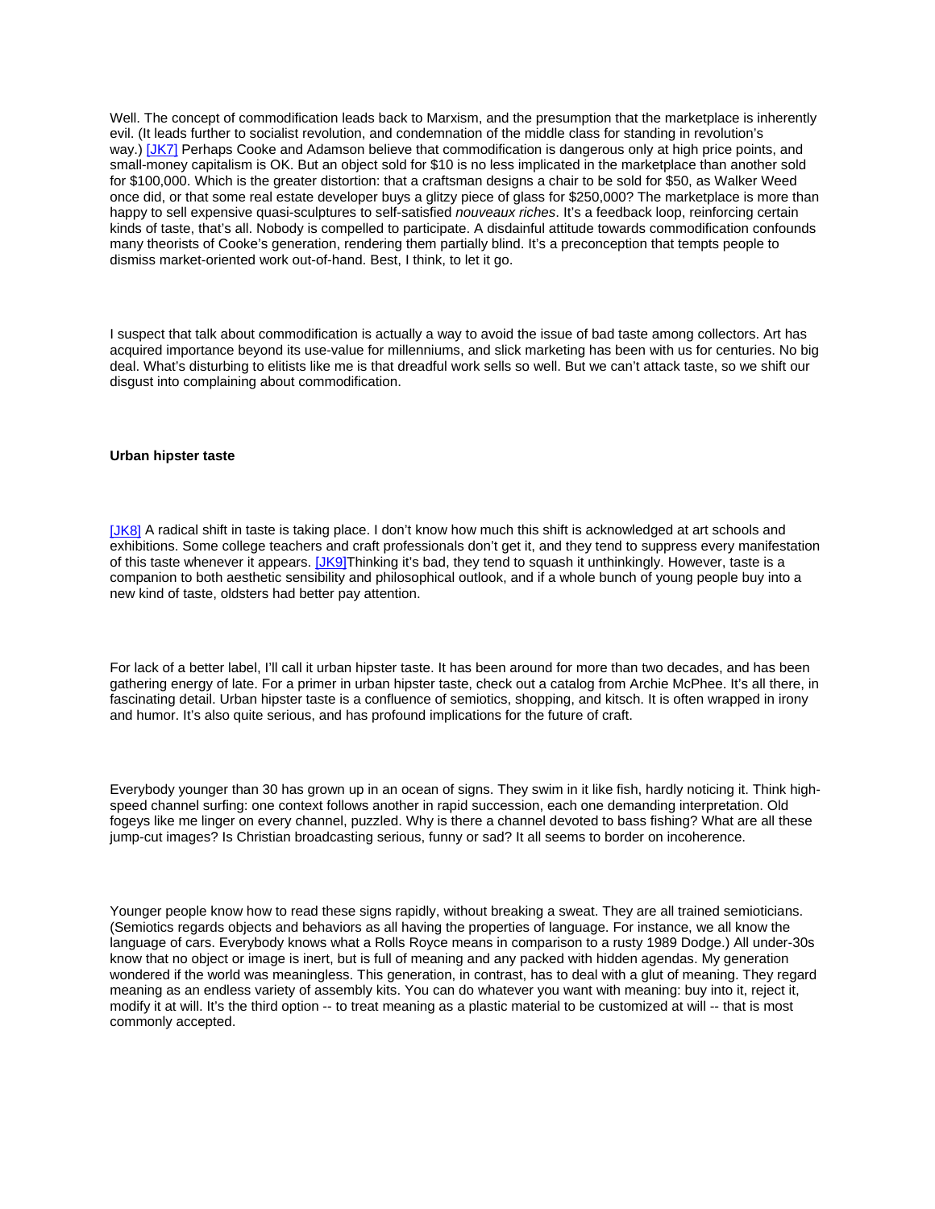Well. The concept of commodification leads back to Marxism, and the presumption that the marketplace is inherently evil. (It leads further to socialist revolution, and condemnation of the middle class for standing in revolution's way.) [JK7] Perhaps Cooke and Adamson believe that commodification is dangerous only at high price points, and small-money capitalism is OK. But an object sold for $10 is no less implicated in the marketplace than another sold for $100,000. Which is the greater distortion: that a craftsman designs a chair to be sold for $50, as Walker Weed once did, or that some real estate developer buys a glitzy piece of glass for $250,000? The marketplace is more than happy to sell expensive quasi-sculptures to self-satisfied *nouveaux riches*. It's a feedback loop, reinforcing certain kinds of taste, that's all. Nobody is compelled to participate. A disdainful attitude towards commodification confounds many theorists of Cooke's generation, rendering them partially blind. It's a preconception that tempts people to dismiss market-oriented work out-of-hand. Best, I think, to let it go.

I suspect that talk about commodification is actually a way to avoid the issue of bad taste among collectors. Art has acquired importance beyond its use-value for millenniums, and slick marketing has been with us for centuries. No big deal. What's disturbing to elitists like me is that dreadful work sells so well. But we can't attack taste, so we shift our disgust into complaining about commodification.

**Urban hipster taste**

[JK8] A radical shift in taste is taking place. I don't know how much this shift is acknowledged at art schools and exhibitions. Some college teachers and craft professionals don't get it, and they tend to suppress every manifestation of this taste whenever it appears. [JK9]Thinking it's bad, they tend to squash it unthinkingly. However, taste is a companion to both aesthetic sensibility and philosophical outlook, and if a whole bunch of young people buy into a new kind of taste, oldsters had better pay attention.

For lack of a better label, I'll call it urban hipster taste. It has been around for more than two decades, and has been gathering energy of late. For a primer in urban hipster taste, check out a catalog from Archie McPhee. It's all there, in fascinating detail. Urban hipster taste is a confluence of semiotics, shopping, and kitsch. It is often wrapped in irony and humor. It's also quite serious, and has profound implications for the future of craft.

Everybody younger than 30 has grown up in an ocean of signs. They swim in it like fish, hardly noticing it. Think high-speed channel surfing: one context follows another in rapid succession, each one demanding interpretation. Old fogeys like me linger on every channel, puzzled. Why is there a channel devoted to bass fishing? What are all these jump-cut images? Is Christian broadcasting serious, funny or sad? It all seems to border on incoherence.

Younger people know how to read these signs rapidly, without breaking a sweat. They are all trained semioticians. (Semiotics regards objects and behaviors as all having the properties of language. For instance, we all know the language of cars. Everybody knows what a Rolls Royce means in comparison to a rusty 1989 Dodge.) All under-30s know that no object or image is inert, but is full of meaning and any packed with hidden agendas. My generation wondered if the world was meaningless. This generation, in contrast, has to deal with a glut of meaning. They regard meaning as an endless variety of assembly kits. You can do whatever you want with meaning: buy into it, reject it, modify it at will. It's the third option -- to treat meaning as a plastic material to be customized at will -- that is most commonly accepted.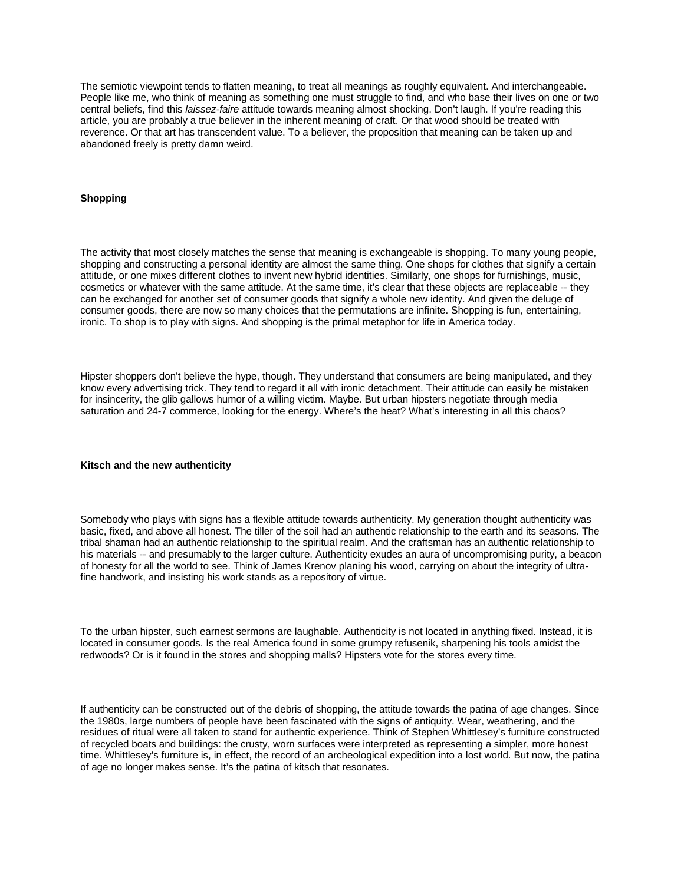The semiotic viewpoint tends to flatten meaning, to treat all meanings as roughly equivalent. And interchangeable. People like me, who think of meaning as something one must struggle to find, and who base their lives on one or two central beliefs, find this *laissez-faire* attitude towards meaning almost shocking. Don't laugh. If you're reading this article, you are probably a true believer in the inherent meaning of craft. Or that wood should be treated with reverence. Or that art has transcendent value. To a believer, the proposition that meaning can be taken up and abandoned freely is pretty damn weird.

**Shopping**

The activity that most closely matches the sense that meaning is exchangeable is shopping. To many young people, shopping and constructing a personal identity are almost the same thing. One shops for clothes that signify a certain attitude, or one mixes different clothes to invent new hybrid identities. Similarly, one shops for furnishings, music, cosmetics or whatever with the same attitude. At the same time, it's clear that these objects are replaceable -- they can be exchanged for another set of consumer goods that signify a whole new identity. And given the deluge of consumer goods, there are now so many choices that the permutations are infinite. Shopping is fun, entertaining, ironic. To shop is to play with signs. And shopping is the primal metaphor for life in America today.

Hipster shoppers don't believe the hype, though. They understand that consumers are being manipulated, and they know every advertising trick. They tend to regard it all with ironic detachment. Their attitude can easily be mistaken for insincerity, the glib gallows humor of a willing victim. Maybe. But urban hipsters negotiate through media saturation and 24-7 commerce, looking for the energy. Where's the heat? What's interesting in all this chaos?

**Kitsch and the new authenticity**

Somebody who plays with signs has a flexible attitude towards authenticity. My generation thought authenticity was basic, fixed, and above all honest. The tiller of the soil had an authentic relationship to the earth and its seasons. The tribal shaman had an authentic relationship to the spiritual realm. And the craftsman has an authentic relationship to his materials -- and presumably to the larger culture. Authenticity exudes an aura of uncompromising purity, a beacon of honesty for all the world to see. Think of James Krenov planing his wood, carrying on about the integrity of ultra-fine handwork, and insisting his work stands as a repository of virtue.

To the urban hipster, such earnest sermons are laughable. Authenticity is not located in anything fixed. Instead, it is located in consumer goods. Is the real America found in some grumpy refusenik, sharpening his tools amidst the redwoods? Or is it found in the stores and shopping malls? Hipsters vote for the stores every time.

If authenticity can be constructed out of the debris of shopping, the attitude towards the patina of age changes. Since the 1980s, large numbers of people have been fascinated with the signs of antiquity. Wear, weathering, and the residues of ritual were all taken to stand for authentic experience. Think of Stephen Whittlesey's furniture constructed of recycled boats and buildings: the crusty, worn surfaces were interpreted as representing a simpler, more honest time. Whittlesey's furniture is, in effect, the record of an archeological expedition into a lost world. But now, the patina of age no longer makes sense. It's the patina of kitsch that resonates.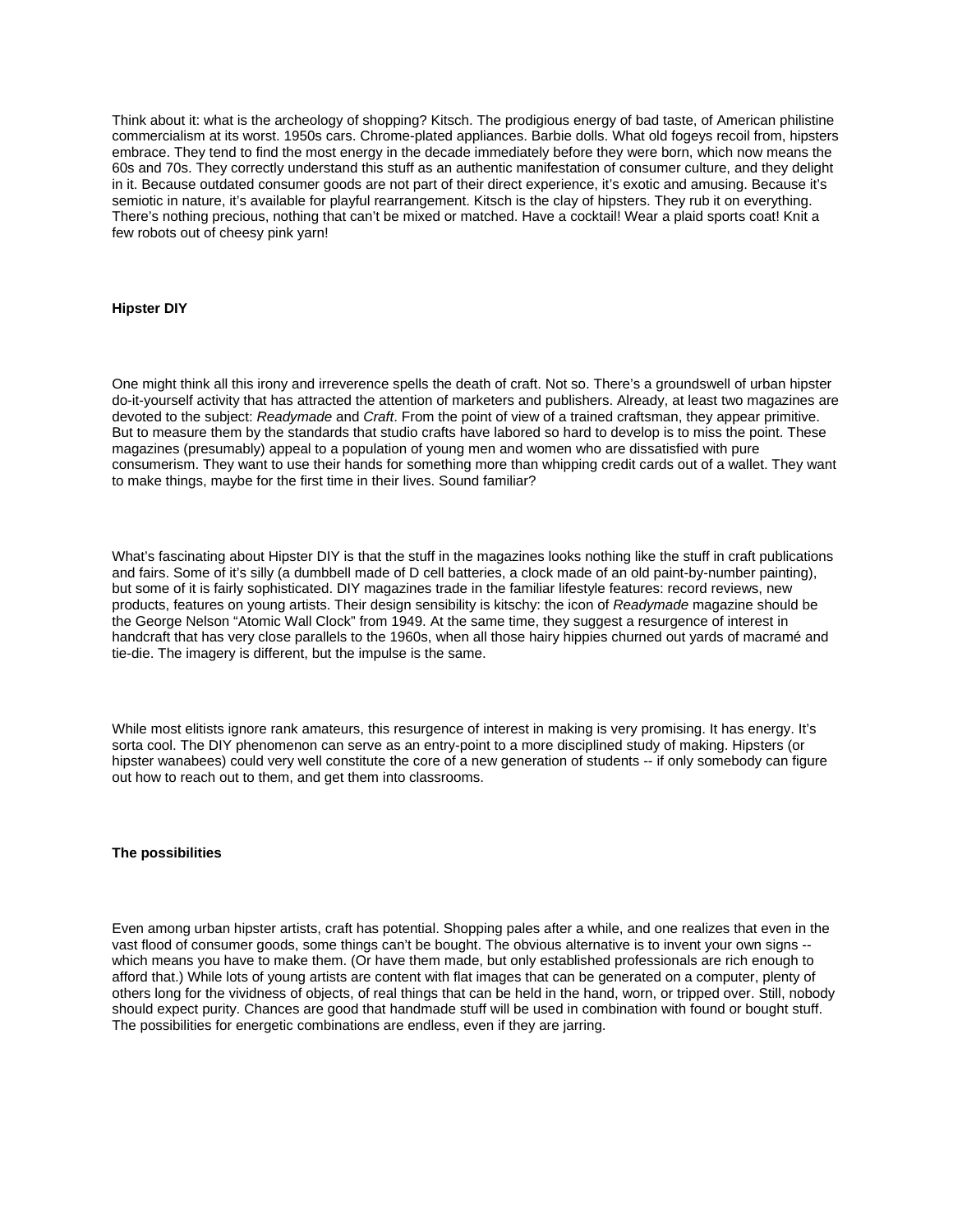Think about it: what is the archeology of shopping? Kitsch. The prodigious energy of bad taste, of American philistine commercialism at its worst. 1950s cars. Chrome-plated appliances. Barbie dolls. What old fogeys recoil from, hipsters embrace. They tend to find the most energy in the decade immediately before they were born, which now means the 60s and 70s. They correctly understand this stuff as an authentic manifestation of consumer culture, and they delight in it. Because outdated consumer goods are not part of their direct experience, it's exotic and amusing. Because it's semiotic in nature, it's available for playful rearrangement. Kitsch is the clay of hipsters. They rub it on everything. There's nothing precious, nothing that can't be mixed or matched. Have a cocktail! Wear a plaid sports coat! Knit a few robots out of cheesy pink yarn!

**Hipster DIY**

One might think all this irony and irreverence spells the death of craft. Not so. There's a groundswell of urban hipster do-it-yourself activity that has attracted the attention of marketers and publishers. Already, at least two magazines are devoted to the subject: *Readymade* and *Craft*. From the point of view of a trained craftsman, they appear primitive. But to measure them by the standards that studio crafts have labored so hard to develop is to miss the point. These magazines (presumably) appeal to a population of young men and women who are dissatisfied with pure consumerism. They want to use their hands for something more than whipping credit cards out of a wallet. They want to make things, maybe for the first time in their lives. Sound familiar?

What's fascinating about Hipster DIY is that the stuff in the magazines looks nothing like the stuff in craft publications and fairs. Some of it's silly (a dumbbell made of D cell batteries, a clock made of an old paint-by-number painting), but some of it is fairly sophisticated. DIY magazines trade in the familiar lifestyle features: record reviews, new products, features on young artists. Their design sensibility is kitschy: the icon of *Readymade* magazine should be the George Nelson "Atomic Wall Clock" from 1949. At the same time, they suggest a resurgence of interest in handcraft that has very close parallels to the 1960s, when all those hairy hippies churned out yards of macramé and tie-die. The imagery is different, but the impulse is the same.

While most elitists ignore rank amateurs, this resurgence of interest in making is very promising. It has energy. It's sorta cool. The DIY phenomenon can serve as an entry-point to a more disciplined study of making. Hipsters (or hipster wanabees) could very well constitute the core of a new generation of students -- if only somebody can figure out how to reach out to them, and get them into classrooms.

**The possibilities**

Even among urban hipster artists, craft has potential. Shopping pales after a while, and one realizes that even in the vast flood of consumer goods, some things can't be bought. The obvious alternative is to invent your own signs -- which means you have to make them. (Or have them made, but only established professionals are rich enough to afford that.) While lots of young artists are content with flat images that can be generated on a computer, plenty of others long for the vividness of objects, of real things that can be held in the hand, worn, or tripped over. Still, nobody should expect purity. Chances are good that handmade stuff will be used in combination with found or bought stuff. The possibilities for energetic combinations are endless, even if they are jarring.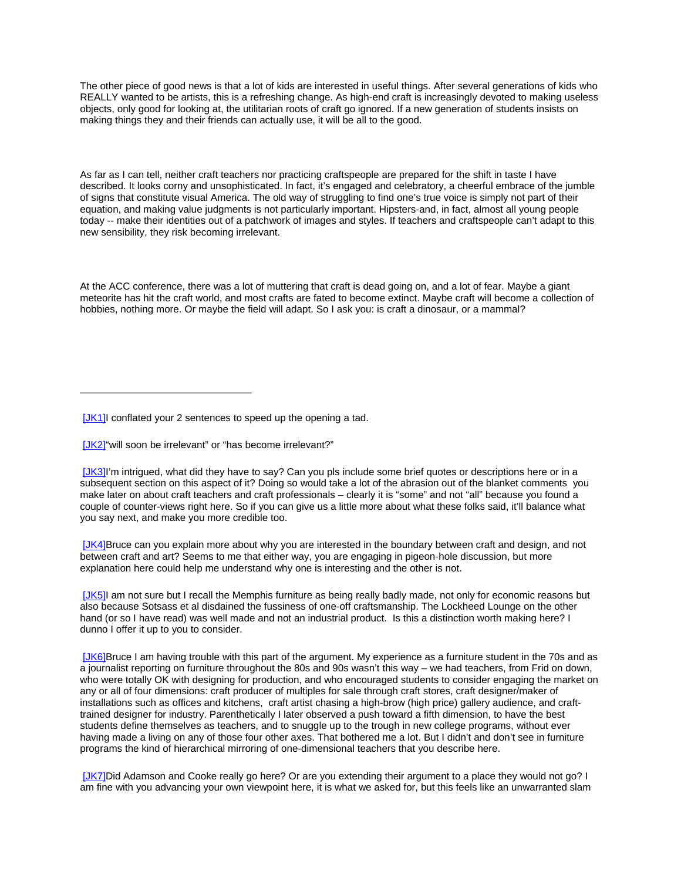The other piece of good news is that a lot of kids are interested in useful things. After several generations of kids who REALLY wanted to be artists, this is a refreshing change. As high-end craft is increasingly devoted to making useless objects, only good for looking at, the utilitarian roots of craft go ignored. If a new generation of students insists on making things they and their friends can actually use, it will be all to the good.

As far as I can tell, neither craft teachers nor practicing craftspeople are prepared for the shift in taste I have described. It looks corny and unsophisticated. In fact, it's engaged and celebratory, a cheerful embrace of the jumble of signs that constitute visual America. The old way of struggling to find one's true voice is simply not part of their equation, and making value judgments is not particularly important. Hipsters-and, in fact, almost all young people today -- make their identities out of a patchwork of images and styles. If teachers and craftspeople can't adapt to this new sensibility, they risk becoming irrelevant.

At the ACC conference, there was a lot of muttering that craft is dead going on, and a lot of fear. Maybe a giant meteorite has hit the craft world, and most crafts are fated to become extinct. Maybe craft will become a collection of hobbies, nothing more. Or maybe the field will adapt. So I ask you: is craft a dinosaur, or a mammal?

---

[JK1]I conflated your 2 sentences to speed up the opening a tad.

[JK2]"will soon be irrelevant" or "has become irrelevant?"

[JK3]I'm intrigued, what did they have to say? Can you pls include some brief quotes or descriptions here or in a subsequent section on this aspect of it? Doing so would take a lot of the abrasion out of the blanket comments you make later on about craft teachers and craft professionals – clearly it is "some" and not "all" because you found a couple of counter-views right here. So if you can give us a little more about what these folks said, it'll balance what you say next, and make you more credible too.

[JK4]Bruce can you explain more about why you are interested in the boundary between craft and design, and not between craft and art? Seems to me that either way, you are engaging in pigeon-hole discussion, but more explanation here could help me understand why one is interesting and the other is not.

[JK5]I am not sure but I recall the Memphis furniture as being really badly made, not only for economic reasons but also because Sotsass et al disdained the fussiness of one-off craftsmanship. The Lockheed Lounge on the other hand (or so I have read) was well made and not an industrial product. Is this a distinction worth making here? I dunno I offer it up to you to consider.

[JK6]Bruce I am having trouble with this part of the argument. My experience as a furniture student in the 70s and as a journalist reporting on furniture throughout the 80s and 90s wasn't this way – we had teachers, from Frid on down, who were totally OK with designing for production, and who encouraged students to consider engaging the market on any or all of four dimensions: craft producer of multiples for sale through craft stores, craft designer/maker of installations such as offices and kitchens, craft artist chasing a high-brow (high price) gallery audience, and craft-trained designer for industry. Parenthetically I later observed a push toward a fifth dimension, to have the best students define themselves as teachers, and to snuggle up to the trough in new college programs, without ever having made a living on any of those four other axes. That bothered me a lot. But I didn't and don't see in furniture programs the kind of hierarchical mirroring of one-dimensional teachers that you describe here.

[JK7]Did Adamson and Cooke really go here? Or are you extending their argument to a place they would not go? I am fine with you advancing your own viewpoint here, it is what we asked for, but this feels like an unwarranted slam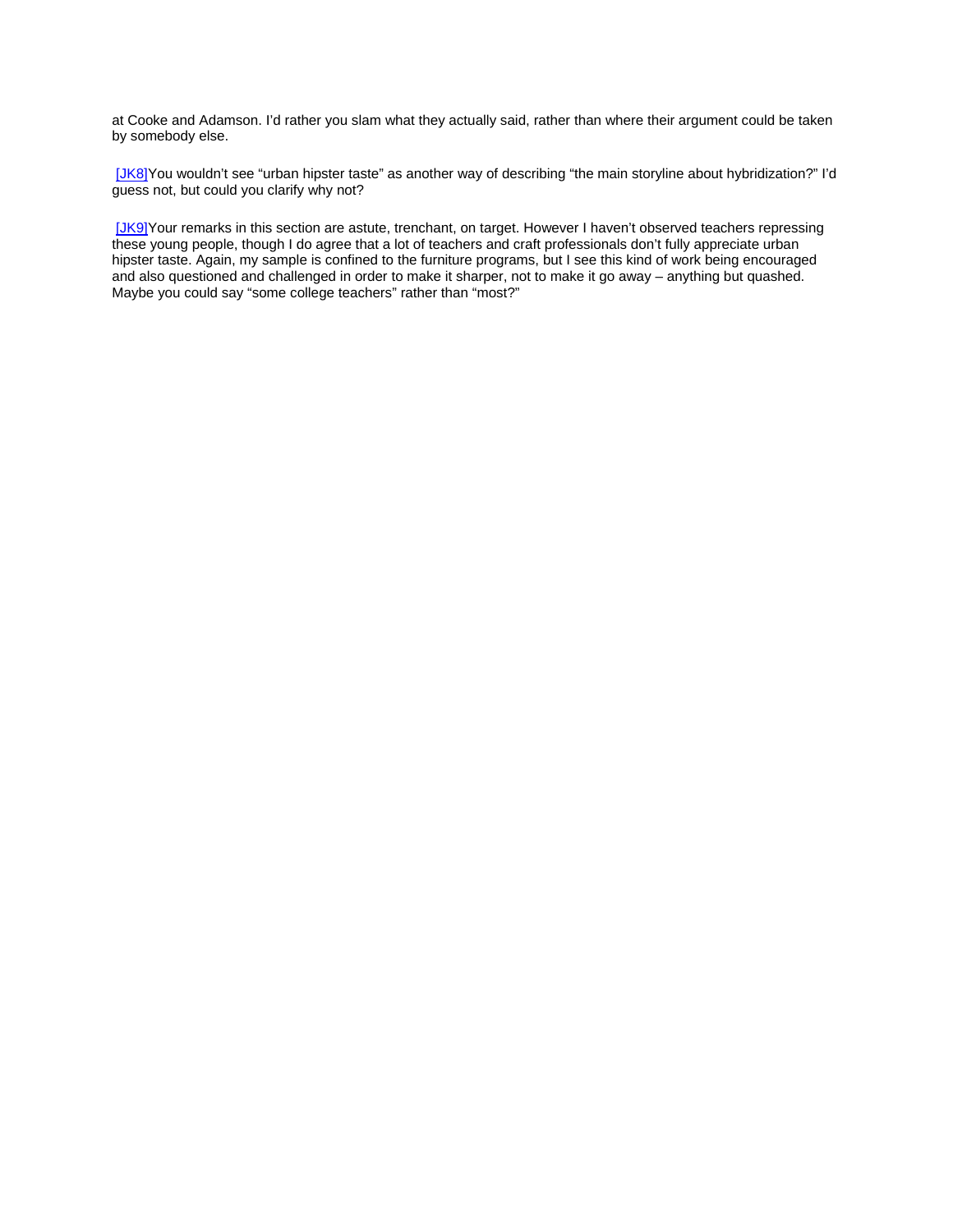at Cooke and Adamson. I'd rather you slam what they actually said, rather than where their argument could be taken by somebody else.

[JK8]You wouldn't see "urban hipster taste" as another way of describing "the main storyline about hybridization?" I'd guess not, but could you clarify why not?

[JK9]Your remarks in this section are astute, trenchant, on target. However I haven't observed teachers repressing these young people, though I do agree that a lot of teachers and craft professionals don't fully appreciate urban hipster taste. Again, my sample is confined to the furniture programs, but I see this kind of work being encouraged and also questioned and challenged in order to make it sharper, not to make it go away – anything but quashed. Maybe you could say "some college teachers" rather than "most?"